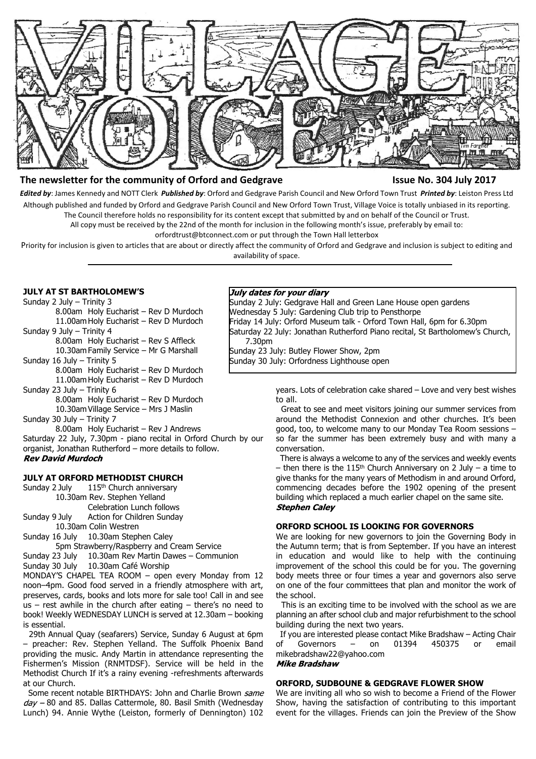# VILLAGE VOICE

**The newsletter for the community of Orford and Gedgrave** **Issue No. 304 July 2017**

***Edited by***: James Kennedy and NOTT Clerk ***Published by***: Orford and Gedgrave Parish Council and New Orford Town Trust ***Printed by***: Leiston Press Ltd

Although published and funded by Orford and Gedgrave Parish Council and New Orford Town Trust, Village Voice is totally unbiased in its reporting. The Council therefore holds no responsibility for its content except that submitted by and on behalf of the Council or Trust.

All copy must be received by the 22nd of the month for inclusion in the following month's issue, preferably by email to: orfordtrust@btconnect.com or put through the Town Hall letterbox

Priority for inclusion is given to articles that are about or directly affect the community of Orford and Gedgrave and inclusion is subject to editing and availability of space.

## JULY AT ST BARTHOLOMEW'S

Sunday 2 July – Trinity 3
- 8.00am Holy Eucharist – Rev D Murdoch
- 11.00am Holy Eucharist – Rev D Murdoch

Sunday 9 July – Trinity 4
- 8.00am Holy Eucharist – Rev S Affleck
- 10.30am Family Service – Mr G Marshall

Sunday 16 July – Trinity 5
- 8.00am Holy Eucharist – Rev D Murdoch
- 11.00am Holy Eucharist – Rev D Murdoch

Sunday 23 July – Trinity 6
- 8.00am Holy Eucharist – Rev D Murdoch
- 10.30am Village Service – Mrs J Maslin

Sunday 30 July – Trinity 7
- 8.00am Holy Eucharist – Rev J Andrews

Saturday 22 July, 7.30pm - piano recital in Orford Church by our organist, Jonathan Rutherford – more details to follow.

***Rev David Murdoch***

## JULY AT ORFORD METHODIST CHURCH

Sunday 2 July 115th Church anniversary
- 10.30am Rev. Stephen Yelland
- Celebration Lunch follows

Sunday 9 July Action for Children Sunday
- 10.30am Colin Westren

Sunday 16 July 10.30am Stephen Caley
- 5pm Strawberry/Raspberry and Cream Service

Sunday 23 July 10.30am Rev Martin Dawes – Communion

Sunday 30 July 10.30am Café Worship

MONDAY'S CHAPEL TEA ROOM – open every Monday from 12 noon–4pm. Good food served in a friendly atmosphere with art, preserves, cards, books and lots more for sale too! Call in and see us – rest awhile in the church after eating – there's no need to book! Weekly WEDNESDAY LUNCH is served at 12.30am – booking is essential.

29th Annual Quay (seafarers) Service, Sunday 6 August at 6pm – preacher: Rev. Stephen Yelland. The Suffolk Phoenix Band providing the music. Andy Martin in attendance representing the Fishermen's Mission (RNMTDSF). Service will be held in the Methodist Church If it's a rainy evening -refreshments afterwards at our Church.

Some recent notable BIRTHDAYS: John and Charlie Brown *same day* – 80 and 85. Dallas Cattermole, 80. Basil Smith (Wednesday Lunch) 94. Annie Wythe (Leiston, formerly of Dennington) 102 years. Lots of celebration cake shared – Love and very best wishes to all.

Great to see and meet visitors joining our summer services from around the Methodist Connexion and other churches. It's been good, too, to welcome many to our Monday Tea Room sessions – so far the summer has been extremely busy and with many a conversation.

There is always a welcome to any of the services and weekly events – then there is the 115th Church Anniversary on 2 July – a time to give thanks for the many years of Methodism in and around Orford, commencing decades before the 1902 opening of the present building which replaced a much earlier chapel on the same site.

***Stephen Caley***

## *July dates for your diary*

Sunday 2 July: Gedgrave Hall and Green Lane House open gardens
Wednesday 5 July: Gardening Club trip to Pensthorpe
Friday 14 July: Orford Museum talk - Orford Town Hall, 6pm for 6.30pm
Saturday 22 July: Jonathan Rutherford Piano recital, St Bartholomew's Church, 7.30pm
Sunday 23 July: Butley Flower Show, 2pm
Sunday 30 July: Orfordness Lighthouse open

## ORFORD SCHOOL IS LOOKING FOR GOVERNORS

We are looking for new governors to join the Governing Body in the Autumn term; that is from September. If you have an interest in education and would like to help with the continuing improvement of the school this could be for you. The governing body meets three or four times a year and governors also serve on one of the four committees that plan and monitor the work of the school.

This is an exciting time to be involved with the school as we are planning an after school club and major refurbishment to the school building during the next two years.

If you are interested please contact Mike Bradshaw – Acting Chair of Governors – on 01394 450375 or email mikebradshaw22@yahoo.com

***Mike Bradshaw***

## ORFORD, SUDBOUNE & GEDGRAVE FLOWER SHOW

We are inviting all who so wish to become a Friend of the Flower Show, having the satisfaction of contributing to this important event for the villages. Friends can join the Preview of the Show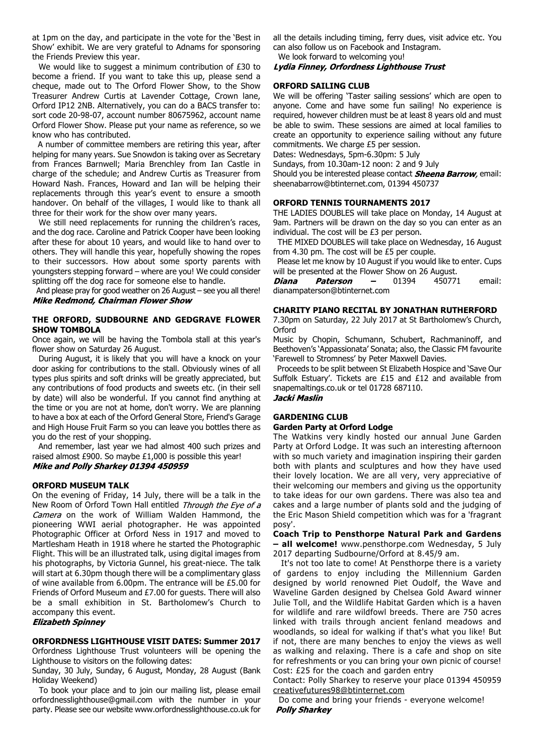at 1pm on the day, and participate in the vote for the 'Best in Show' exhibit. We are very grateful to Adnams for sponsoring the Friends Preview this year.

We would like to suggest a minimum contribution of £30 to become a friend. If you want to take this up, please send a cheque, made out to The Orford Flower Show, to the Show Treasurer Andrew Curtis at Lavender Cottage, Crown lane, Orford IP12 2NB. Alternatively, you can do a BACS transfer to: sort code 20-98-07, account number 80675962, account name Orford Flower Show. Please put your name as reference, so we know who has contributed.

A number of committee members are retiring this year, after helping for many years. Sue Snowdon is taking over as Secretary from Frances Barnwell; Maria Brenchley from Ian Castle in charge of the schedule; and Andrew Curtis as Treasurer from Howard Nash. Frances, Howard and Ian will be helping their replacements through this year's event to ensure a smooth handover. On behalf of the villages, I would like to thank all three for their work for the show over many years.

We still need replacements for running the children's races, and the dog race. Caroline and Patrick Cooper have been looking after these for about 10 years, and would like to hand over to others. They will handle this year, hopefully showing the ropes to their successors. How about some sporty parents with youngsters stepping forward – where are you! We could consider splitting off the dog race for someone else to handle.

And please pray for good weather on 26 August – see you all there!

***Mike Redmond, Chairman Flower Show***

### THE ORFORD, SUDBOURNE AND GEDGRAVE FLOWER SHOW TOMBOLA

Once again, we will be having the Tombola stall at this year's flower show on Saturday 26 August.

During August, it is likely that you will have a knock on your door asking for contributions to the stall. Obviously wines of all types plus spirits and soft drinks will be greatly appreciated, but any contributions of food products and sweets etc. (in their sell by date) will also be wonderful. If you cannot find anything at the time or you are not at home, don't worry. We are planning to have a box at each of the Orford General Store, Friend's Garage and High House Fruit Farm so you can leave you bottles there as you do the rest of your shopping.

And remember, last year we had almost 400 such prizes and raised almost £900. So maybe £1,000 is possible this year!

***Mike and Polly Sharkey 01394 450959***

### ORFORD MUSEUM TALK

On the evening of Friday, 14 July, there will be a talk in the New Room of Orford Town Hall entitled *Through the Eye of a Camera* on the work of William Walden Hammond, the pioneering WWI aerial photographer. He was appointed Photographic Officer at Orford Ness in 1917 and moved to Martlesham Heath in 1918 where he started the Photographic Flight. This will be an illustrated talk, using digital images from his photographs, by Victoria Gunnel, his great-niece. The talk will start at 6.30pm though there will be a complimentary glass of wine available from 6.00pm. The entrance will be £5.00 for Friends of Orford Museum and £7.00 for guests. There will also be a small exhibition in St. Bartholomew's Church to accompany this event.

***Elizabeth Spinney***

### ORFORDNESS LIGHTHOUSE VISIT DATES: Summer 2017

Orfordness Lighthouse Trust volunteers will be opening the Lighthouse to visitors on the following dates:

Sunday, 30 July, Sunday, 6 August, Monday, 28 August (Bank Holiday Weekend)

To book your place and to join our mailing list, please email orfordnesslighthouse@gmail.com with the number in your party. Please see our website www.orfordnesslighthouse.co.uk for all the details including timing, ferry dues, visit advice etc. You can also follow us on Facebook and Instagram.

We look forward to welcoming you!

***Lydia Finney, Orfordness Lighthouse Trust***

### ORFORD SAILING CLUB

We will be offering 'Taster sailing sessions' which are open to anyone. Come and have some fun sailing! No experience is required, however children must be at least 8 years old and must be able to swim. These sessions are aimed at local families to create an opportunity to experience sailing without any future commitments. We charge £5 per session.

Dates: Wednesdays, 5pm-6.30pm: 5 July

Sundays, from 10.30am-12 noon: 2 and 9 July

Should you be interested please contact ***Sheena Barrow***, email: sheenabarrow@btinternet.com, 01394 450737

### ORFORD TENNIS TOURNAMENTS 2017

THE LADIES DOUBLES will take place on Monday, 14 August at 9am. Partners will be drawn on the day so you can enter as an individual. The cost will be £3 per person.

THE MIXED DOUBLES will take place on Wednesday, 16 August from 4.30 pm. The cost will be £5 per couple.

Please let me know by 10 August if you would like to enter. Cups will be presented at the Flower Show on 26 August.

***Diana Paterson –*** 01394 450771 email: dianampaterson@btinternet.com

### CHARITY PIANO RECITAL BY JONATHAN RUTHERFORD

7.30pm on Saturday, 22 July 2017 at St Bartholomew's Church, Orford

Music by Chopin, Schumann, Schubert, Rachmaninoff, and Beethoven's 'Appassionata' Sonata; also, the Classic FM favourite 'Farewell to Stromness' by Peter Maxwell Davies.

Proceeds to be split between St Elizabeth Hospice and 'Save Our Suffolk Estuary'. Tickets are £15 and £12 and available from snapemaltings.co.uk or tel 01728 687110.

***Jacki Maslin***

### GARDENING CLUB

#### Garden Party at Orford Lodge

The Watkins very kindly hosted our annual June Garden Party at Orford Lodge. It was such an interesting afternoon with so much variety and imagination inspiring their garden both with plants and sculptures and how they have used their lovely location. We are all very, very appreciative of their welcoming our members and giving us the opportunity to take ideas for our own gardens. There was also tea and cakes and a large number of plants sold and the judging of the Eric Mason Shield competition which was for a 'fragrant posy'.

**Coach Trip to Pensthorpe Natural Park and Gardens – all welcome!** www.pensthorpe.com Wednesday, 5 July 2017 departing Sudbourne/Orford at 8.45/9 am.

It's not too late to come! At Pensthorpe there is a variety of gardens to enjoy including the Millennium Garden designed by world renowned Piet Oudolf, the Wave and Waveline Garden designed by Chelsea Gold Award winner Julie Toll, and the Wildlife Habitat Garden which is a haven for wildlife and rare wildfowl breeds. There are 750 acres linked with trails through ancient fenland meadows and woodlands, so ideal for walking if that's what you like! But if not, there are many benches to enjoy the views as well as walking and relaxing. There is a cafe and shop on site for refreshments or you can bring your own picnic of course!

Cost: £25 for the coach and garden entry

Contact: Polly Sharkey to reserve your place 01394 450959 creativefutures98@btinternet.com

Do come and bring your friends - everyone welcome!

***Polly Sharkey***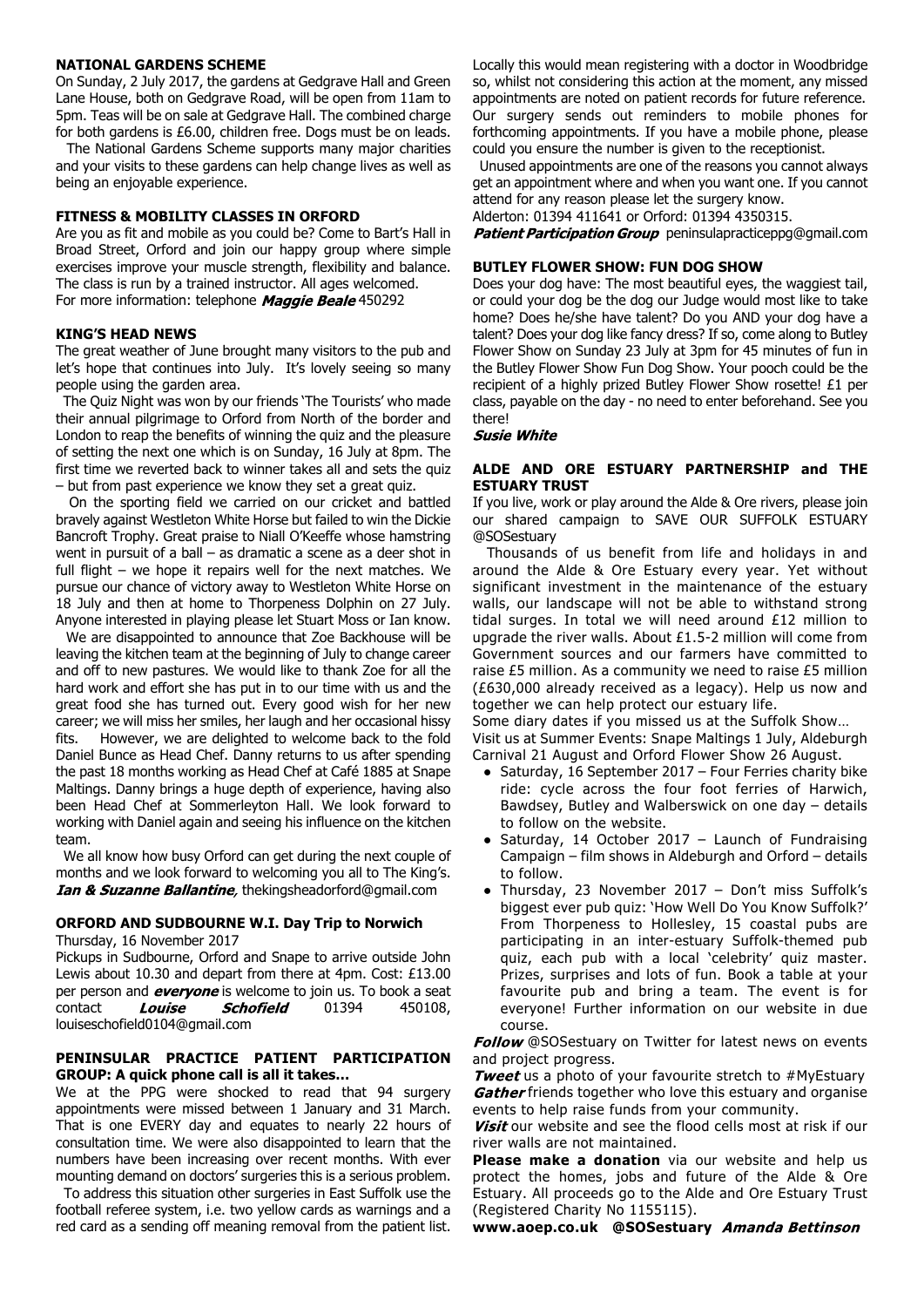## NATIONAL GARDENS SCHEME

On Sunday, 2 July 2017, the gardens at Gedgrave Hall and Green Lane House, both on Gedgrave Road, will be open from 11am to 5pm. Teas will be on sale at Gedgrave Hall. The combined charge for both gardens is £6.00, children free. Dogs must be on leads.

The National Gardens Scheme supports many major charities and your visits to these gardens can help change lives as well as being an enjoyable experience.

## FITNESS & MOBILITY CLASSES IN ORFORD

Are you as fit and mobile as you could be? Come to Bart's Hall in Broad Street, Orford and join our happy group where simple exercises improve your muscle strength, flexibility and balance. The class is run by a trained instructor. All ages welcomed. For more information: telephone ***Maggie Beale*** 450292

## KING'S HEAD NEWS

The great weather of June brought many visitors to the pub and let's hope that continues into July. It's lovely seeing so many people using the garden area.

The Quiz Night was won by our friends 'The Tourists' who made their annual pilgrimage to Orford from North of the border and London to reap the benefits of winning the quiz and the pleasure of setting the next one which is on Sunday, 16 July at 8pm. The first time we reverted back to winner takes all and sets the quiz – but from past experience we know they set a great quiz.

On the sporting field we carried on our cricket and battled bravely against Westleton White Horse but failed to win the Dickie Bancroft Trophy. Great praise to Niall O'Keeffe whose hamstring went in pursuit of a ball – as dramatic a scene as a deer shot in full flight – we hope it repairs well for the next matches. We pursue our chance of victory away to Westleton White Horse on 18 July and then at home to Thorpeness Dolphin on 27 July. Anyone interested in playing please let Stuart Moss or Ian know.

We are disappointed to announce that Zoe Backhouse will be leaving the kitchen team at the beginning of July to change career and off to new pastures. We would like to thank Zoe for all the hard work and effort she has put in to our time with us and the great food she has turned out. Every good wish for her new career; we will miss her smiles, her laugh and her occasional hissy fits. However, we are delighted to welcome back to the fold Daniel Bunce as Head Chef. Danny returns to us after spending the past 18 months working as Head Chef at Café 1885 at Snape Maltings. Danny brings a huge depth of experience, having also been Head Chef at Sommerleyton Hall. We look forward to working with Daniel again and seeing his influence on the kitchen team.

We all know how busy Orford can get during the next couple of months and we look forward to welcoming you all to The King's. ***Ian & Suzanne Ballantine,*** thekingsheadorford@gmail.com

## ORFORD AND SUDBOURNE W.I. Day Trip to Norwich

Thursday, 16 November 2017

Pickups in Sudbourne, Orford and Snape to arrive outside John Lewis about 10.30 and depart from there at 4pm. Cost: £13.00 per person and ***everyone*** is welcome to join us. To book a seat contact ***Louise Schofield*** 01394 450108, louiseschofield0104@gmail.com

## PENINSULAR PRACTICE PATIENT PARTICIPATION GROUP: A quick phone call is all it takes…

We at the PPG were shocked to read that 94 surgery appointments were missed between 1 January and 31 March. That is one EVERY day and equates to nearly 22 hours of consultation time. We were also disappointed to learn that the numbers have been increasing over recent months. With ever mounting demand on doctors' surgeries this is a serious problem.

To address this situation other surgeries in East Suffolk use the football referee system, i.e. two yellow cards as warnings and a red card as a sending off meaning removal from the patient list. Locally this would mean registering with a doctor in Woodbridge so, whilst not considering this action at the moment, any missed appointments are noted on patient records for future reference. Our surgery sends out reminders to mobile phones for forthcoming appointments. If you have a mobile phone, please could you ensure the number is given to the receptionist.

Unused appointments are one of the reasons you cannot always get an appointment where and when you want one. If you cannot attend for any reason please let the surgery know.

Alderton: 01394 411641 or Orford: 01394 4350315.

***Patient Participation Group*** peninsulapracticeppg@gmail.com

## BUTLEY FLOWER SHOW: FUN DOG SHOW

Does your dog have: The most beautiful eyes, the waggiest tail, or could your dog be the dog our Judge would most like to take home? Does he/she have talent? Do you AND your dog have a talent? Does your dog like fancy dress? If so, come along to Butley Flower Show on Sunday 23 July at 3pm for 45 minutes of fun in the Butley Flower Show Fun Dog Show. Your pooch could be the recipient of a highly prized Butley Flower Show rosette! £1 per class, payable on the day - no need to enter beforehand. See you there!

***Susie White***

## ALDE AND ORE ESTUARY PARTNERSHIP and THE ESTUARY TRUST

If you live, work or play around the Alde & Ore rivers, please join our shared campaign to SAVE OUR SUFFOLK ESTUARY @SOSestuary

Thousands of us benefit from life and holidays in and around the Alde & Ore Estuary every year. Yet without significant investment in the maintenance of the estuary walls, our landscape will not be able to withstand strong tidal surges. In total we will need around £12 million to upgrade the river walls. About £1.5-2 million will come from Government sources and our farmers have committed to raise £5 million. As a community we need to raise £5 million (£630,000 already received as a legacy). Help us now and together we can help protect our estuary life.

Some diary dates if you missed us at the Suffolk Show…

Visit us at Summer Events: Snape Maltings 1 July, Aldeburgh Carnival 21 August and Orford Flower Show 26 August.

- Saturday, 16 September 2017 – Four Ferries charity bike ride: cycle across the four foot ferries of Harwich, Bawdsey, Butley and Walberswick on one day – details to follow on the website.
- Saturday, 14 October 2017 – Launch of Fundraising Campaign – film shows in Aldeburgh and Orford – details to follow.
- Thursday, 23 November 2017 – Don't miss Suffolk's biggest ever pub quiz: 'How Well Do You Know Suffolk?' From Thorpeness to Hollesley, 15 coastal pubs are participating in an inter-estuary Suffolk-themed pub quiz, each pub with a local 'celebrity' quiz master. Prizes, surprises and lots of fun. Book a table at your favourite pub and bring a team. The event is for everyone! Further information on our website in due course.

***Follow*** @SOSestuary on Twitter for latest news on events and project progress.

***Tweet*** us a photo of your favourite stretch to #MyEstuary

***Gather*** friends together who love this estuary and organise events to help raise funds from your community.

***Visit*** our website and see the flood cells most at risk if our river walls are not maintained.

**Please make a donation** via our website and help us protect the homes, jobs and future of the Alde & Ore Estuary. All proceeds go to the Alde and Ore Estuary Trust (Registered Charity No 1155115).

**www.aoep.co.uk @SOSestuary** ***Amanda Bettinson***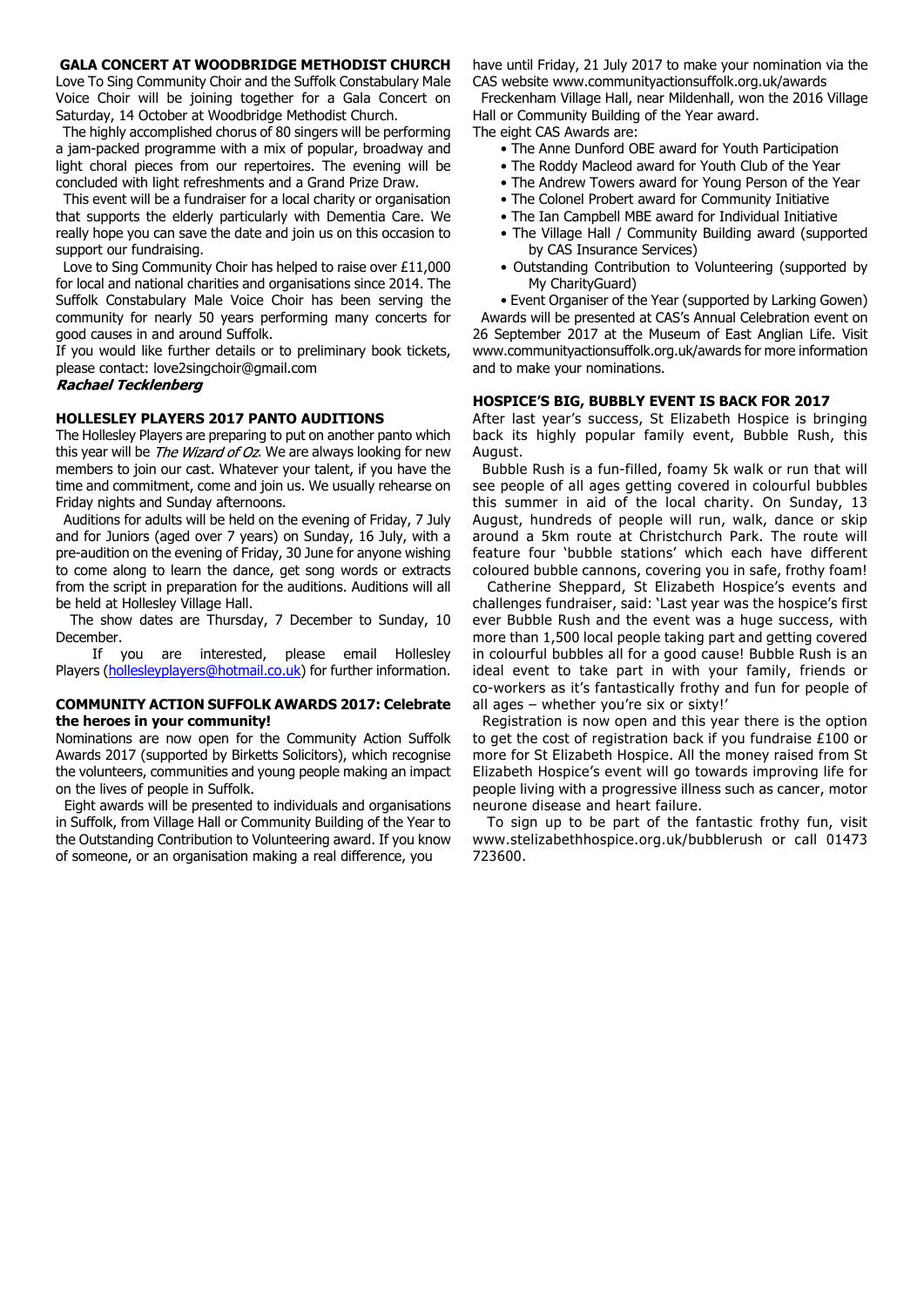### GALA CONCERT AT WOODBRIDGE METHODIST CHURCH

Love To Sing Community Choir and the Suffolk Constabulary Male Voice Choir will be joining together for a Gala Concert on Saturday, 14 October at Woodbridge Methodist Church.

The highly accomplished chorus of 80 singers will be performing a jam-packed programme with a mix of popular, broadway and light choral pieces from our repertoires. The evening will be concluded with light refreshments and a Grand Prize Draw.

This event will be a fundraiser for a local charity or organisation that supports the elderly particularly with Dementia Care. We really hope you can save the date and join us on this occasion to support our fundraising.

Love to Sing Community Choir has helped to raise over £11,000 for local and national charities and organisations since 2014. The Suffolk Constabulary Male Voice Choir has been serving the community for nearly 50 years performing many concerts for good causes in and around Suffolk.

If you would like further details or to preliminary book tickets, please contact: love2singchoir@gmail.com

***Rachael Tecklenberg***

### HOLLESLEY PLAYERS 2017 PANTO AUDITIONS

The Hollesley Players are preparing to put on another panto which this year will be *The Wizard of Oz*. We are always looking for new members to join our cast. Whatever your talent, if you have the time and commitment, come and join us. We usually rehearse on Friday nights and Sunday afternoons.

Auditions for adults will be held on the evening of Friday, 7 July and for Juniors (aged over 7 years) on Sunday, 16 July, with a pre-audition on the evening of Friday, 30 June for anyone wishing to come along to learn the dance, get song words or extracts from the script in preparation for the auditions. Auditions will all be held at Hollesley Village Hall.

The show dates are Thursday, 7 December to Sunday, 10 December.

If you are interested, please email Hollesley Players (hollesleyplayers@hotmail.co.uk) for further information.

### COMMUNITY ACTION SUFFOLK AWARDS 2017: Celebrate the heroes in your community!

Nominations are now open for the Community Action Suffolk Awards 2017 (supported by Birketts Solicitors), which recognise the volunteers, communities and young people making an impact on the lives of people in Suffolk.

Eight awards will be presented to individuals and organisations in Suffolk, from Village Hall or Community Building of the Year to the Outstanding Contribution to Volunteering award. If you know of someone, or an organisation making a real difference, you have until Friday, 21 July 2017 to make your nomination via the CAS website www.communityactionsuffolk.org.uk/awards

Freckenham Village Hall, near Mildenhall, won the 2016 Village Hall or Community Building of the Year award.

The eight CAS Awards are:

- The Anne Dunford OBE award for Youth Participation
- The Roddy Macleod award for Youth Club of the Year
- The Andrew Towers award for Young Person of the Year
- The Colonel Probert award for Community Initiative
- The Ian Campbell MBE award for Individual Initiative
- The Village Hall / Community Building award (supported by CAS Insurance Services)
- Outstanding Contribution to Volunteering (supported by My CharityGuard)
- Event Organiser of the Year (supported by Larking Gowen)

Awards will be presented at CAS's Annual Celebration event on 26 September 2017 at the Museum of East Anglian Life. Visit www.communityactionsuffolk.org.uk/awards for more information and to make your nominations.

### HOSPICE'S BIG, BUBBLY EVENT IS BACK FOR 2017

After last year's success, St Elizabeth Hospice is bringing back its highly popular family event, Bubble Rush, this August.

Bubble Rush is a fun-filled, foamy 5k walk or run that will see people of all ages getting covered in colourful bubbles this summer in aid of the local charity. On Sunday, 13 August, hundreds of people will run, walk, dance or skip around a 5km route at Christchurch Park. The route will feature four 'bubble stations' which each have different coloured bubble cannons, covering you in safe, frothy foam!

Catherine Sheppard, St Elizabeth Hospice's events and challenges fundraiser, said: 'Last year was the hospice's first ever Bubble Rush and the event was a huge success, with more than 1,500 local people taking part and getting covered in colourful bubbles all for a good cause! Bubble Rush is an ideal event to take part in with your family, friends or co-workers as it's fantastically frothy and fun for people of all ages – whether you're six or sixty!'

Registration is now open and this year there is the option to get the cost of registration back if you fundraise £100 or more for St Elizabeth Hospice. All the money raised from St Elizabeth Hospice's event will go towards improving life for people living with a progressive illness such as cancer, motor neurone disease and heart failure.

To sign up to be part of the fantastic frothy fun, visit www.stelizabethhospice.org.uk/bubblerush or call 01473 723600.